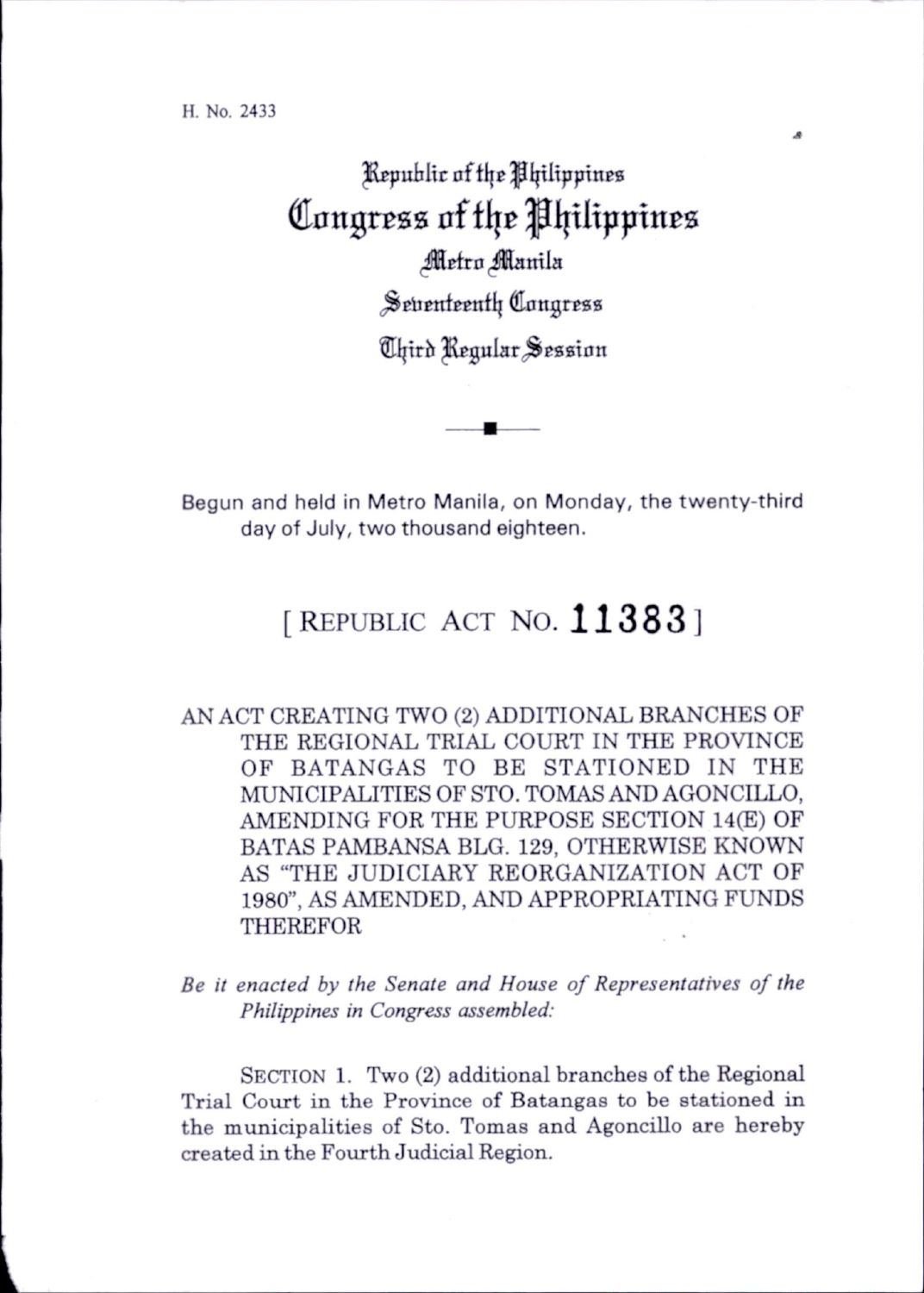H. No. 2433

Republic of the Philippines
# Congress of the Philippines
Metro Manila
Seventeenth Congress
Third Regular Session

---

Begun and held in Metro Manila, on Monday, the twenty-third day of July, two thousand eighteen.

## [ REPUBLIC ACT NO. 11383 ]

AN ACT CREATING TWO (2) ADDITIONAL BRANCHES OF THE REGIONAL TRIAL COURT IN THE PROVINCE OF BATANGAS TO BE STATIONED IN THE MUNICIPALITIES OF STO. TOMAS AND AGONCILLO, AMENDING FOR THE PURPOSE SECTION 14(E) OF BATAS PAMBANSA BLG. 129, OTHERWISE KNOWN AS "THE JUDICIARY REORGANIZATION ACT OF 1980", AS AMENDED, AND APPROPRIATING FUNDS THEREFOR

*Be it enacted by the Senate and House of Representatives of the Philippines in Congress assembled:*

SECTION 1. Two (2) additional branches of the Regional Trial Court in the Province of Batangas to be stationed in the municipalities of Sto. Tomas and Agoncillo are hereby created in the Fourth Judicial Region.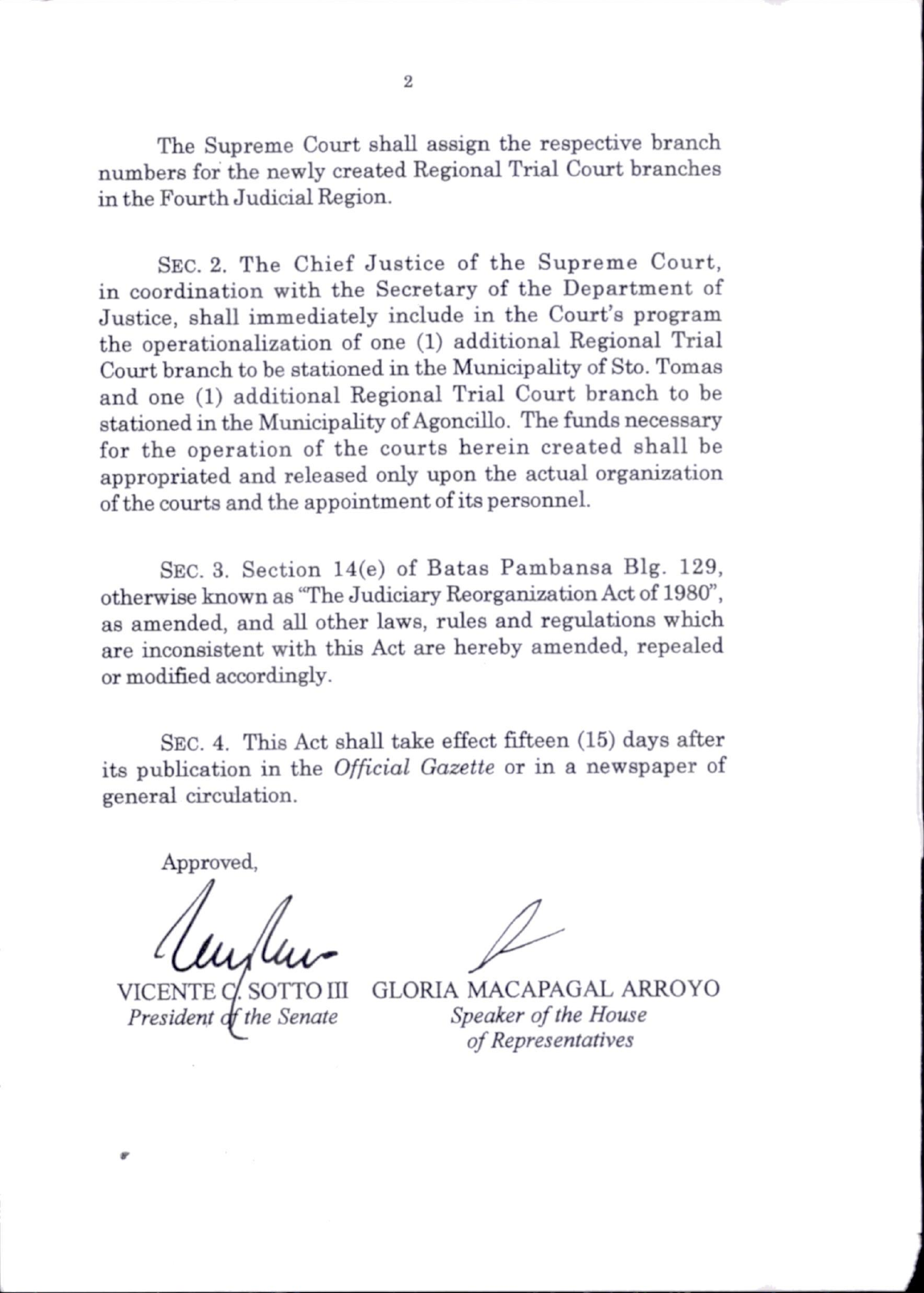The Supreme Court shall assign the respective branch numbers for the newly created Regional Trial Court branches in the Fourth Judicial Region.

SEC. 2. The Chief Justice of the Supreme Court, in coordination with the Secretary of the Department of Justice, shall immediately include in the Court's program the operationalization of one (1) additional Regional Trial Court branch to be stationed in the Municipality of Sto. Tomas and one (1) additional Regional Trial Court branch to be stationed in the Municipality of Agoncillo. The funds necessary for the operation of the courts herein created shall be appropriated and released only upon the actual organization of the courts and the appointment of its personnel.

SEC. 3. Section 14(e) of Batas Pambansa Blg. 129, otherwise known as "The Judiciary Reorganization Act of 1980", as amended, and all other laws, rules and regulations which are inconsistent with this Act are hereby amended, repealed or modified accordingly.

SEC. 4. This Act shall take effect fifteen (15) days after its publication in the *Official Gazette* or in a newspaper of general circulation.

Approved,

| | |
|---|---|
| VICENTE C. SOTTO III | GLORIA MACAPAGAL ARROYO |
| *President of the Senate* | *Speaker of the House of Representatives* |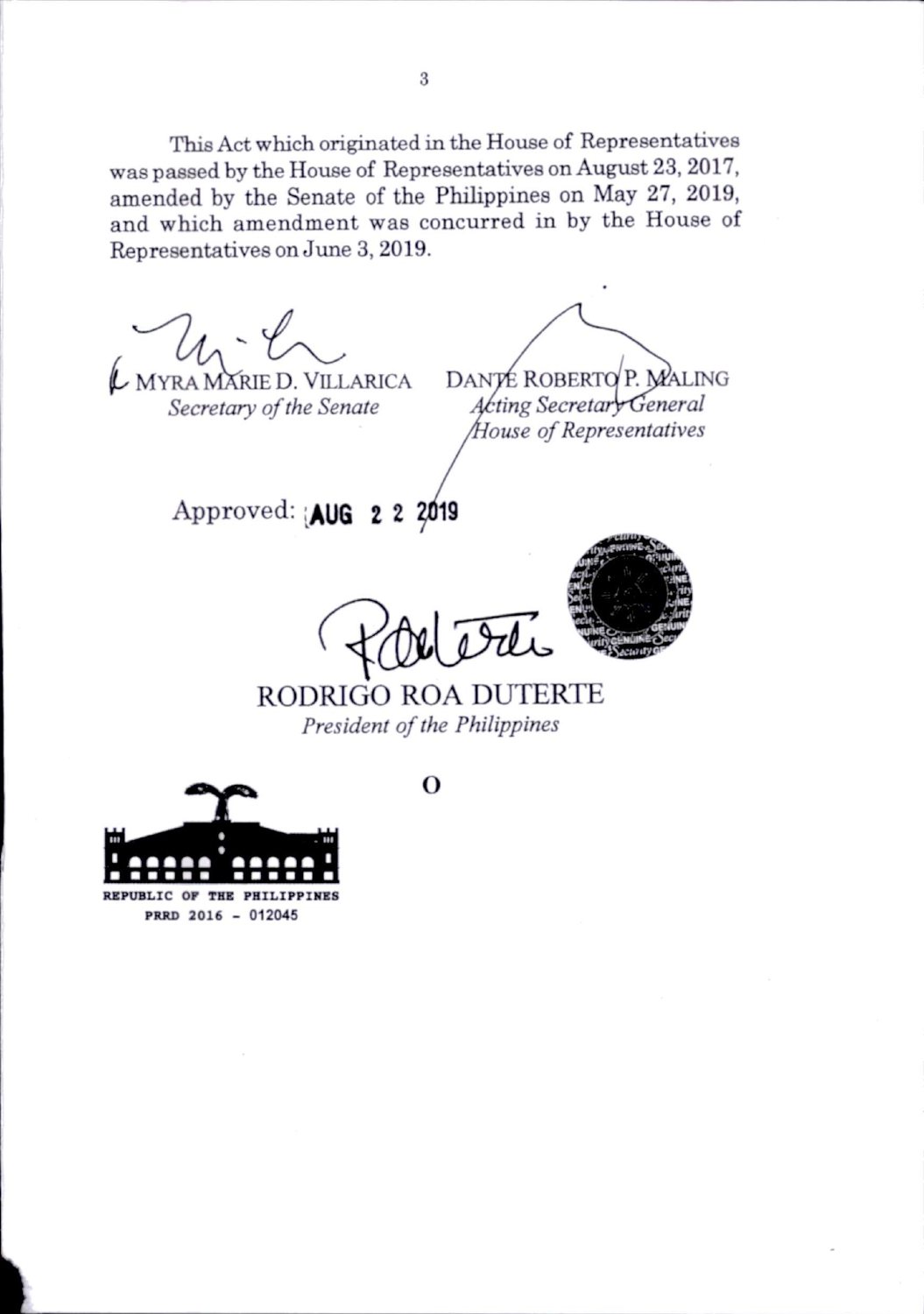This Act which originated in the House of Representatives was passed by the House of Representatives on August 23, 2017, amended by the Senate of the Philippines on May 27, 2019, and which amendment was concurred in by the House of Representatives on June 3, 2019.

MYRA MARIE D. VILLARICA
*Secretary of the Senate*

DANTE ROBERTO P. MALING
*Acting Secretary General*
*House of Representatives*

Approved: AUG 2 2 2019

RODRIGO ROA DUTERTE
*President of the Philippines*

O

REPUBLIC OF THE PHILIPPINES
PRRD 2016 - 012045